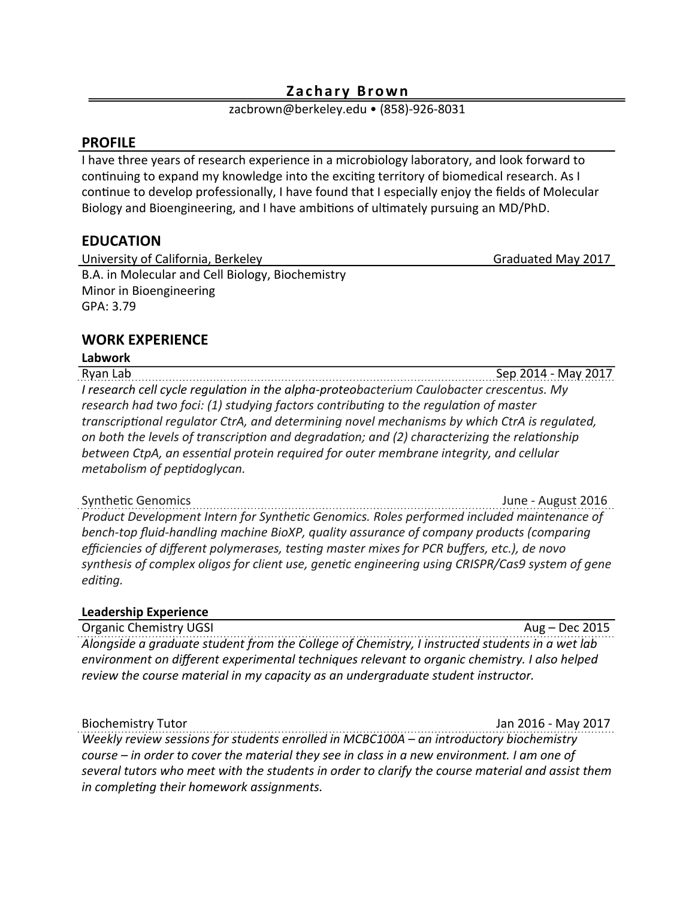# Zachary Brown

zacbrown@berkeley.edu • (858)-926-8031

## PROFILE

I have three years of research experience in a microbiology laboratory, and look forward to continuing to expand my knowledge into the exciting territory of biomedical research. As I continue to develop professionally, I have found that I especially enjoy the fields of Molecular Biology and Bioengineering, and I have ambitions of ultimately pursuing an MD/PhD.

## EDUCATION

University of California, Berkeley — Graduated May 2017

B.A. in Molecular and Cell Biology, Biochemistry
Minor in Bioengineering
GPA: 3.79

## WORK EXPERIENCE

### Labwork

Ryan Lab — Sep 2014 - May 2017

*I research cell cycle regulation in the alpha-proteobacterium Caulobacter crescentus. My research had two foci: (1) studying factors contributing to the regulation of master transcriptional regulator CtrA, and determining novel mechanisms by which CtrA is regulated, on both the levels of transcription and degradation; and (2) characterizing the relationship between CtpA, an essential protein required for outer membrane integrity, and cellular metabolism of peptidoglycan.*

Synthetic Genomics — June - August 2016

*Product Development Intern for Synthetic Genomics. Roles performed included maintenance of bench-top fluid-handling machine BioXP, quality assurance of company products (comparing efficiencies of different polymerases, testing master mixes for PCR buffers, etc.), de novo synthesis of complex oligos for client use, genetic engineering using CRISPR/Cas9 system of gene editing.*

### Leadership Experience

Organic Chemistry UGSI — Aug – Dec 2015

*Alongside a graduate student from the College of Chemistry, I instructed students in a wet lab environment on different experimental techniques relevant to organic chemistry. I also helped review the course material in my capacity as an undergraduate student instructor.*

Biochemistry Tutor — Jan 2016 - May 2017

*Weekly review sessions for students enrolled in MCBC100A – an introductory biochemistry course – in order to cover the material they see in class in a new environment. I am one of several tutors who meet with the students in order to clarify the course material and assist them in completing their homework assignments.*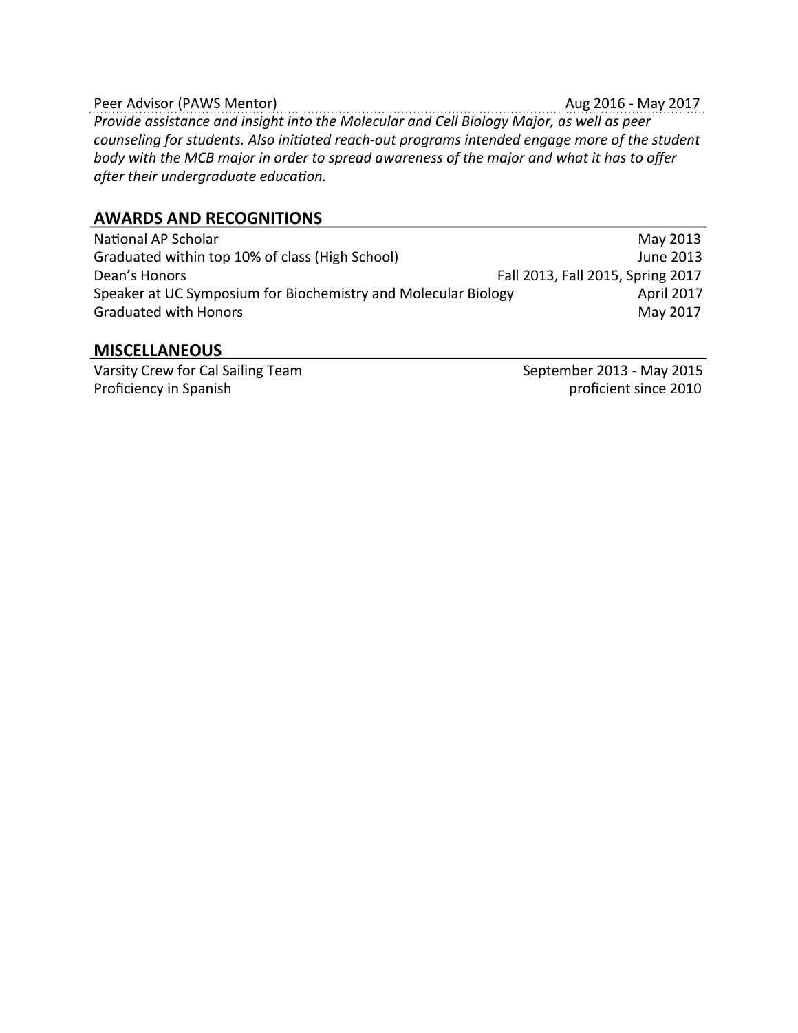Peer Advisor (PAWS Mentor) Aug 2016 - May 2017

*Provide assistance and insight into the Molecular and Cell Biology Major, as well as peer counseling for students. Also initiated reach-out programs intended engage more of the student body with the MCB major in order to spread awareness of the major and what it has to offer after their undergraduate education.*

## AWARDS AND RECOGNITIONS

National AP Scholar May 2013

Graduated within top 10% of class (High School) June 2013

Dean's Honors Fall 2013, Fall 2015, Spring 2017

Speaker at UC Symposium for Biochemistry and Molecular Biology April 2017

Graduated with Honors May 2017

## MISCELLANEOUS

Varsity Crew for Cal Sailing Team September 2013 - May 2015

Proficiency in Spanish proficient since 2010